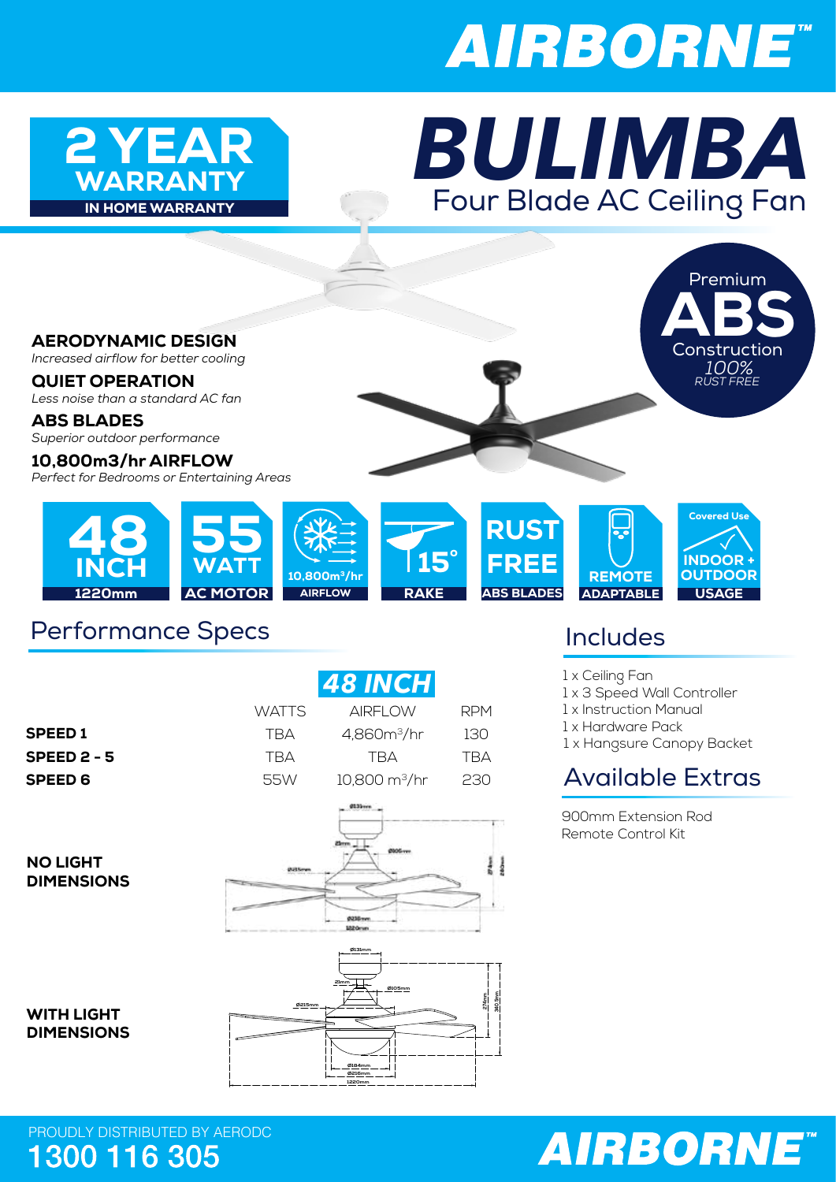# AIRBORNE™

## 2 YEAR WARRANTY
IN HOME WARRANTY

# BULIMBA
## Four Blade AC Ceiling Fan

Premium **ABS** Construction
*100% RUST FREE*

**AERODYNAMIC DESIGN**
*Increased airflow for better cooling*

**QUIET OPERATION**
*Less noise than a standard AC fan*

**ABS BLADES**
*Superior outdoor performance*

**10,800m3/hr AIRFLOW**
*Perfect for Bedrooms or Entertaining Areas*

- **48 INCH** – 1220mm
- **55 WATT** – AC MOTOR
- **10,800m³/hr** – AIRFLOW
- **15°** – RAKE
- **RUST FREE** – ABS BLADES
- **REMOTE** – ADAPTABLE
- Covered Use **INDOOR + OUTDOOR** – USAGE

## Performance Specs

**48 INCH**

| | WATTS | AIRFLOW | RPM |
|---|---|---|---|
| **SPEED 1** | TBA | 4,860m³/hr | 130 |
| **SPEED 2 - 5** | TBA | TBA | TBA |
| **SPEED 6** | 55W | 10,800 m³/hr | 230 |

**NO LIGHT DIMENSIONS**

Ø131mm, 21mm, Ø105mm, Ø215mm, 274mm, 240mm, Ø216mm, 1220mm

**WITH LIGHT DIMENSIONS**

Ø131mm, 21mm, Ø105mm, Ø215mm, 274mm, 360.9mm, Ø184mm, Ø216mm, 1220mm

## Includes

1 x Ceiling Fan
1 x 3 Speed Wall Controller
1 x Instruction Manual
1 x Hardware Pack
1 x Hangsure Canopy Backet

## Available Extras

900mm Extension Rod
Remote Control Kit

PROUDLY DISTRIBUTED BY AERODC
**1300 116 305**

AIRBORNE™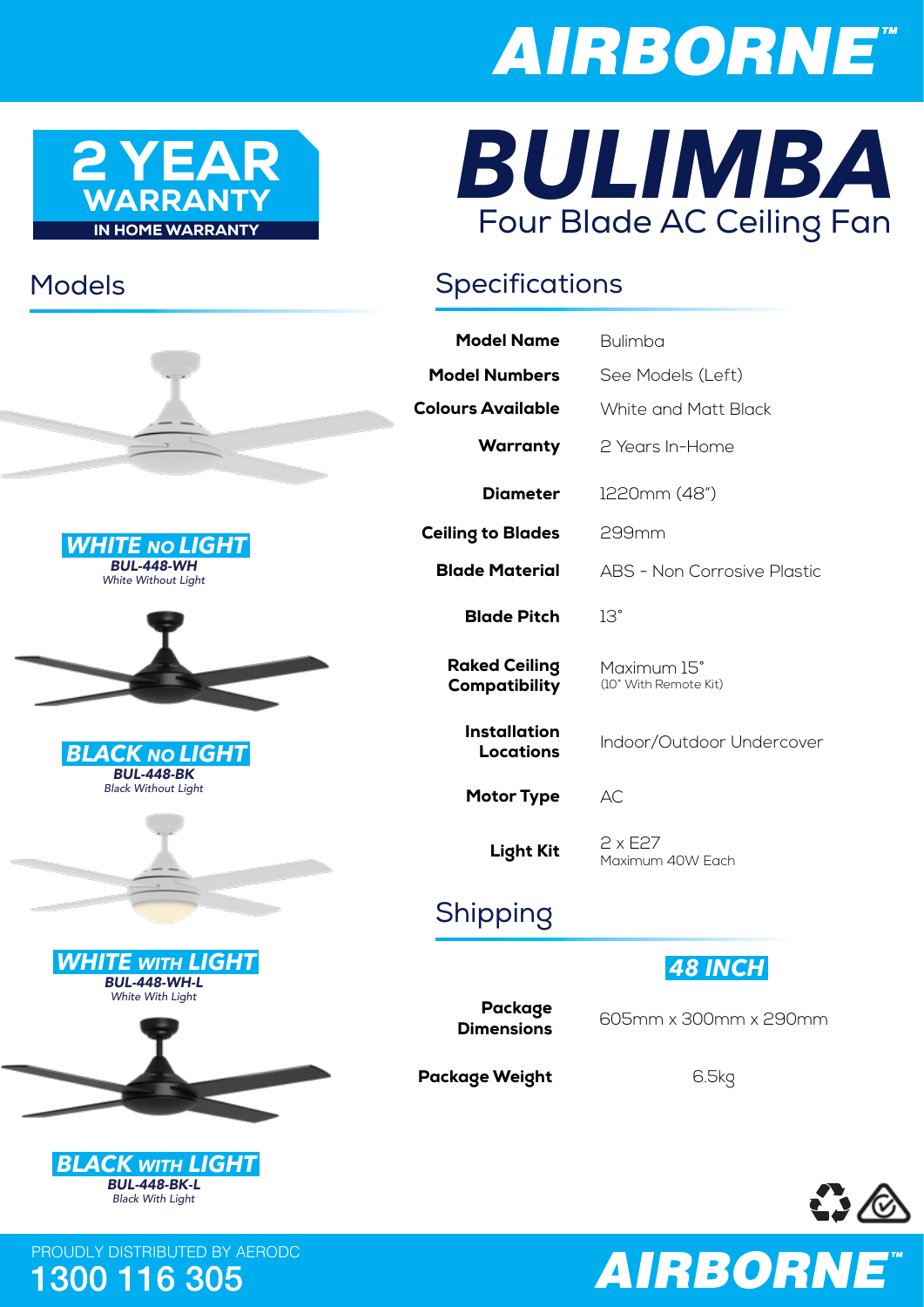# AIRBORNE™

**2 YEAR WARRANTY**
IN HOME WARRANTY

# BULIMBA

## Four Blade AC Ceiling Fan

## Models

**WHITE NO LIGHT**
**BUL-448-WH**
*White Without Light*

**BLACK NO LIGHT**
**BUL-448-BK**
*Black Without Light*

**WHITE WITH LIGHT**
**BUL-448-WH-L**
*White With Light*

**BLACK WITH LIGHT**
**BUL-448-BK-L**
*Black With Light*

## Specifications

| | |
|---|---|
| **Model Name** | Bulimba |
| **Model Numbers** | See Models (Left) |
| **Colours Available** | White and Matt Black |
| **Warranty** | 2 Years In-Home |
| **Diameter** | 1220mm (48") |
| **Ceiling to Blades** | 299mm |
| **Blade Material** | ABS - Non Corrosive Plastic |
| **Blade Pitch** | 13° |
| **Raked Ceiling Compatibility** | Maximum 15° (10° With Remote Kit) |
| **Installation Locations** | Indoor/Outdoor Undercover |
| **Motor Type** | AC |
| **Light Kit** | 2 x E27 Maximum 40W Each |

## Shipping

| | 48 INCH |
|---|---|
| **Package Dimensions** | 605mm x 300mm x 290mm |
| **Package Weight** | 6.5kg |

PROUDLY DISTRIBUTED BY AERODC
1300 116 305

AIRBORNE™